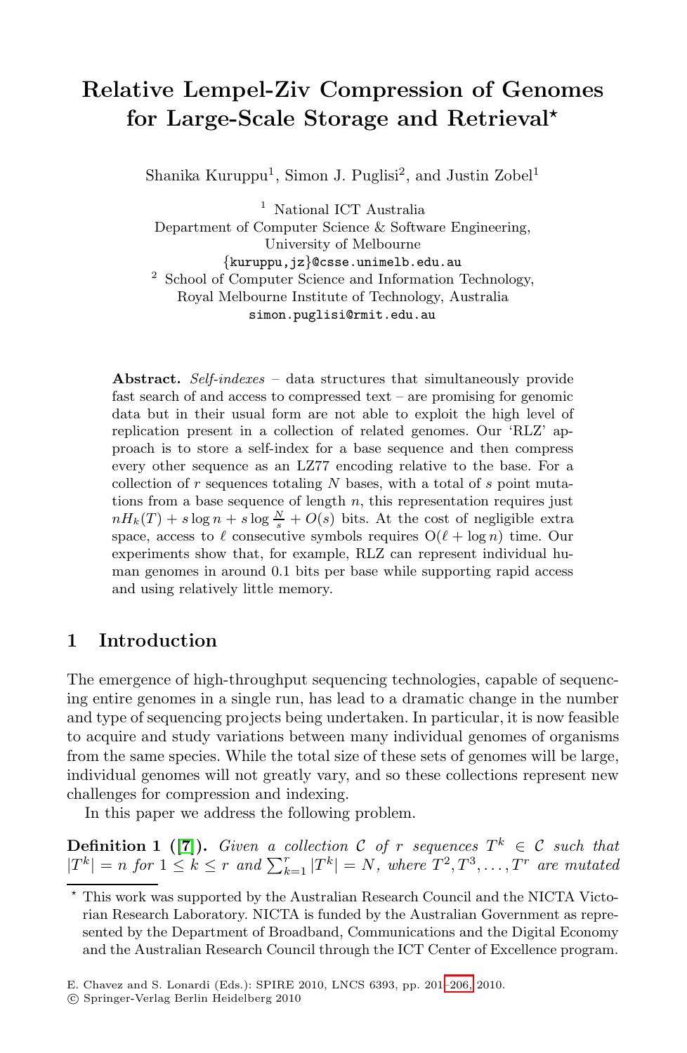# Relative Lempel-Ziv Compression of Genomes for Large-Scale Storage and Retrieval*

Shanika Kuruppu[1], Simon J. Puglisi[2], and Justin Zobel[1]

[1] National ICT Australia
Department of Computer Science & Software Engineering,
University of Melbourne
{kuruppu,jz}@csse.unimelb.edu.au

[2] School of Computer Science and Information Technology,
Royal Melbourne Institute of Technology, Australia
simon.puglisi@rmit.edu.au

**Abstract.** *Self-indexes* – data structures that simultaneously provide fast search of and access to compressed text – are promising for genomic data but in their usual form are not able to exploit the high level of replication present in a collection of related genomes. Our 'RLZ' approach is to store a self-index for a base sequence and then compress every other sequence as an LZ77 encoding relative to the base. For a collection of $r$ sequences totaling $N$ bases, with a total of $s$ point mutations from a base sequence of length $n$, this representation requires just $nH_k(T) + s\log n + s\log\frac{N}{s} + O(s)$ bits. At the cost of negligible extra space, access to $\ell$ consecutive symbols requires $O(\ell + \log n)$ time. Our experiments show that, for example, RLZ can represent individual human genomes in around 0.1 bits per base while supporting rapid access and using relatively little memory.

## 1 Introduction

The emergence of high-throughput sequencing technologies, capable of sequencing entire genomes in a single run, has lead to a dramatic change in the number and type of sequencing projects being undertaken. In particular, it is now feasible to acquire and study variations between many individual genomes of organisms from the same species. While the total size of these sets of genomes will be large, individual genomes will not greatly vary, and so these collections represent new challenges for compression and indexing.

In this paper we address the following problem.

**Definition 1 ([7]).** *Given a collection $\mathcal{C}$ of $r$ sequences $T^k \in \mathcal{C}$ such that $|T^k| = n$ for $1 \le k \le r$ and $\sum_{k=1}^{r} |T^k| = N$, where $T^2, T^3, \ldots, T^r$ are mutated*

---

* This work was supported by the Australian Research Council and the NICTA Victorian Research Laboratory. NICTA is funded by the Australian Government as represented by the Department of Broadband, Communications and the Digital Economy and the Australian Research Council through the ICT Center of Excellence program.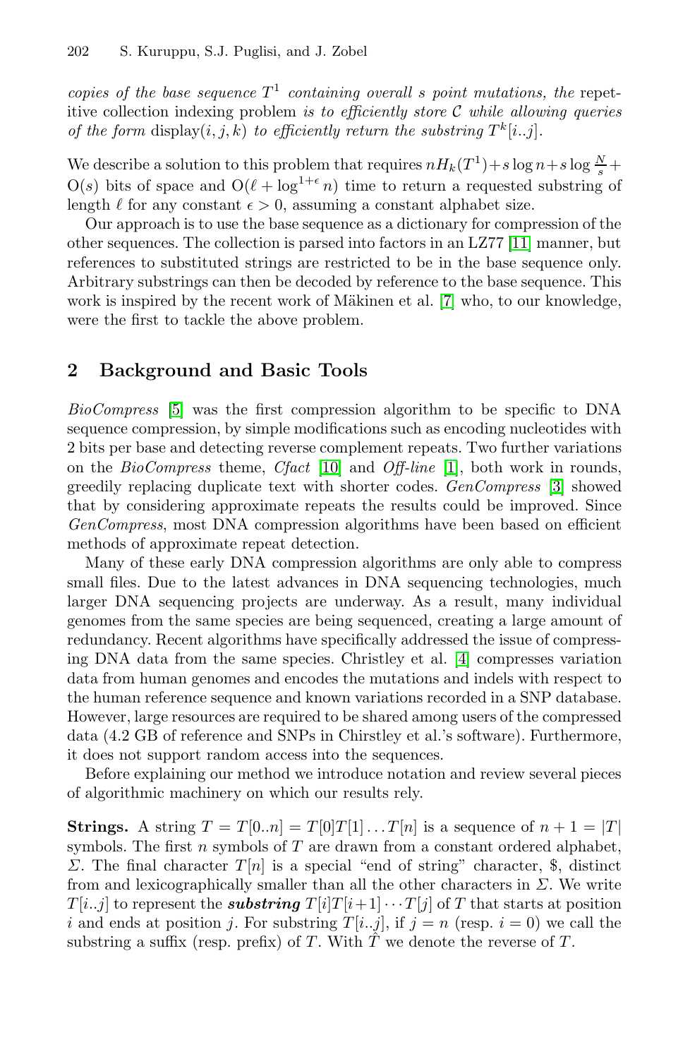*copies of the base sequence $T^1$ containing overall $s$ point mutations, the* repetitive collection indexing problem *is to efficiently store $\mathcal{C}$ while allowing queries of the form* display$(i, j, k)$ *to efficiently return the substring $T^k[i..j]$.*

We describe a solution to this problem that requires $nH_k(T^1) + s \log n + s \log \frac{N}{s} + \mathrm{O}(s)$ bits of space and $\mathrm{O}(\ell + \log^{1+\epsilon} n)$ time to return a requested substring of length $\ell$ for any constant $\epsilon > 0$, assuming a constant alphabet size.

Our approach is to use the base sequence as a dictionary for compression of the other sequences. The collection is parsed into factors in an LZ77 [11] manner, but references to substituted strings are restricted to be in the base sequence only. Arbitrary substrings can then be decoded by reference to the base sequence. This work is inspired by the recent work of Mäkinen et al. [7] who, to our knowledge, were the first to tackle the above problem.

## 2 Background and Basic Tools

*BioCompress* [5] was the first compression algorithm to be specific to DNA sequence compression, by simple modifications such as encoding nucleotides with 2 bits per base and detecting reverse complement repeats. Two further variations on the *BioCompress* theme, *Cfact* [10] and *Off-line* [1], both work in rounds, greedily replacing duplicate text with shorter codes. *GenCompress* [3] showed that by considering approximate repeats the results could be improved. Since *GenCompress*, most DNA compression algorithms have been based on efficient methods of approximate repeat detection.

Many of these early DNA compression algorithms are only able to compress small files. Due to the latest advances in DNA sequencing technologies, much larger DNA sequencing projects are underway. As a result, many individual genomes from the same species are being sequenced, creating a large amount of redundancy. Recent algorithms have specifically addressed the issue of compressing DNA data from the same species. Christley et al. [4] compresses variation data from human genomes and encodes the mutations and indels with respect to the human reference sequence and known variations recorded in a SNP database. However, large resources are required to be shared among users of the compressed data (4.2 GB of reference and SNPs in Chirstley et al.'s software). Furthermore, it does not support random access into the sequences.

Before explaining our method we introduce notation and review several pieces of algorithmic machinery on which our results rely.

**Strings.** A string $T = T[0..n] = T[0]T[1] \ldots T[n]$ is a sequence of $n + 1 = |T|$ symbols. The first $n$ symbols of $T$ are drawn from a constant ordered alphabet, $\Sigma$. The final character $T[n]$ is a special "end of string" character, \$, distinct from and lexicographically smaller than all the other characters in $\Sigma$. We write $T[i..j]$ to represent the ***substring*** $T[i]T[i+1] \cdots T[j]$ of $T$ that starts at position $i$ and ends at position $j$. For substring $T[i..j]$, if $j = n$ (resp. $i = 0$) we call the substring a suffix (resp. prefix) of $T$. With $\hat{T}$ we denote the reverse of $T$.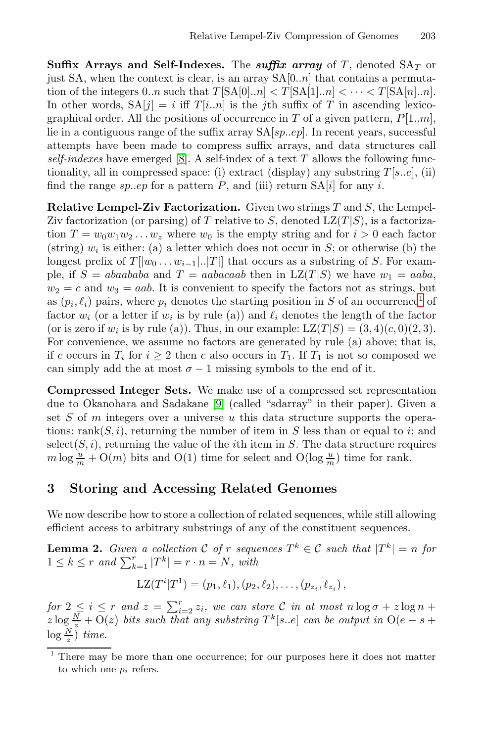**Suffix Arrays and Self-Indexes.** The ***suffix array*** of $T$, denoted $\mathrm{SA}_T$ or just SA, when the context is clear, is an array $\mathrm{SA}[0..n]$ that contains a permutation of the integers $0..n$ such that $T[\mathrm{SA}[0]..n] < T[\mathrm{SA}[1]..n] < \cdots < T[\mathrm{SA}[n]..n]$. In other words, $\mathrm{SA}[j] = i$ iff $T[i..n]$ is the $j$th suffix of $T$ in ascending lexicographical order. All the positions of occurrence in $T$ of a given pattern, $P[1..m]$, lie in a contiguous range of the suffix array $\mathrm{SA}[sp..ep]$. In recent years, successful attempts have been made to compress suffix arrays, and data structures call *self-indexes* have emerged [8]. A self-index of a text $T$ allows the following functionality, all in compressed space: (i) extract (display) any substring $T[s..e]$, (ii) find the range $sp..ep$ for a pattern $P$, and (iii) return $\mathrm{SA}[i]$ for any $i$.

**Relative Lempel-Ziv Factorization.** Given two strings $T$ and $S$, the Lempel-Ziv factorization (or parsing) of $T$ relative to $S$, denoted $\mathrm{LZ}(T|S)$, is a factorization $T = w_0 w_1 w_2 \ldots w_z$ where $w_0$ is the empty string and for $i > 0$ each factor (string) $w_i$ is either: (a) a letter which does not occur in $S$; or otherwise (b) the longest prefix of $T[|w_0 \ldots w_{i-1}|..|T|]$ that occurs as a substring of $S$. For example, if $S = abaababa$ and $T = aabacaab$ then in $\mathrm{LZ}(T|S)$ we have $w_1 = aaba$, $w_2 = c$ and $w_3 = aab$. It is convenient to specify the factors not as strings, but as $(p_i, \ell_i)$ pairs, where $p_i$ denotes the starting position in $S$ of an occurrence[1] of factor $w_i$ (or a letter if $w_i$ is by rule (a)) and $\ell_i$ denotes the length of the factor (or is zero if $w_i$ is by rule (a)). Thus, in our example: $\mathrm{LZ}(T|S) = (3,4)(c,0)(2,3)$. For convenience, we assume no factors are generated by rule (a) above; that is, if $c$ occurs in $T_i$ for $i \geq 2$ then $c$ also occurs in $T_1$. If $T_1$ is not so composed we can simply add the at most $\sigma - 1$ missing symbols to the end of it.

**Compressed Integer Sets.** We make use of a compressed set representation due to Okanohara and Sadakane [9] (called "sdarray" in their paper). Given a set $S$ of $m$ integers over a universe $u$ this data structure supports the operations: $\mathrm{rank}(S, i)$, returning the number of item in $S$ less than or equal to $i$; and $\mathrm{select}(S, i)$, returning the value of the $i$th item in $S$. The data structure requires $m \log \frac{u}{m} + \mathrm{O}(m)$ bits and $\mathrm{O}(1)$ time for select and $\mathrm{O}(\log \frac{u}{m})$ time for rank.

## 3 Storing and Accessing Related Genomes

We now describe how to store a collection of related sequences, while still allowing efficient access to arbitrary substrings of any of the constituent sequences.

**Lemma 2.** *Given a collection $\mathcal{C}$ of $r$ sequences $T^k \in \mathcal{C}$ such that $|T^k| = n$ for $1 \leq k \leq r$ and $\sum_{k=1}^{r} |T^k| = r \cdot n = N$, with*

$$\mathrm{LZ}(T^i|T^1) = (p_1, \ell_1), (p_2, \ell_2), \ldots, (p_{z_i}, \ell_{z_i}),$$

*for $2 \leq i \leq r$ and $z = \sum_{i=2}^{r} z_i$, we can store $\mathcal{C}$ in at most $n \log \sigma + z \log n + z \log \frac{N}{z} + \mathrm{O}(z)$ bits such that any substring $T^k[s..e]$ can be output in $\mathrm{O}(e - s + \log \frac{N}{z})$ time.*

[1] There may be more than one occurrence; for our purposes here it does not matter to which one $p_i$ refers.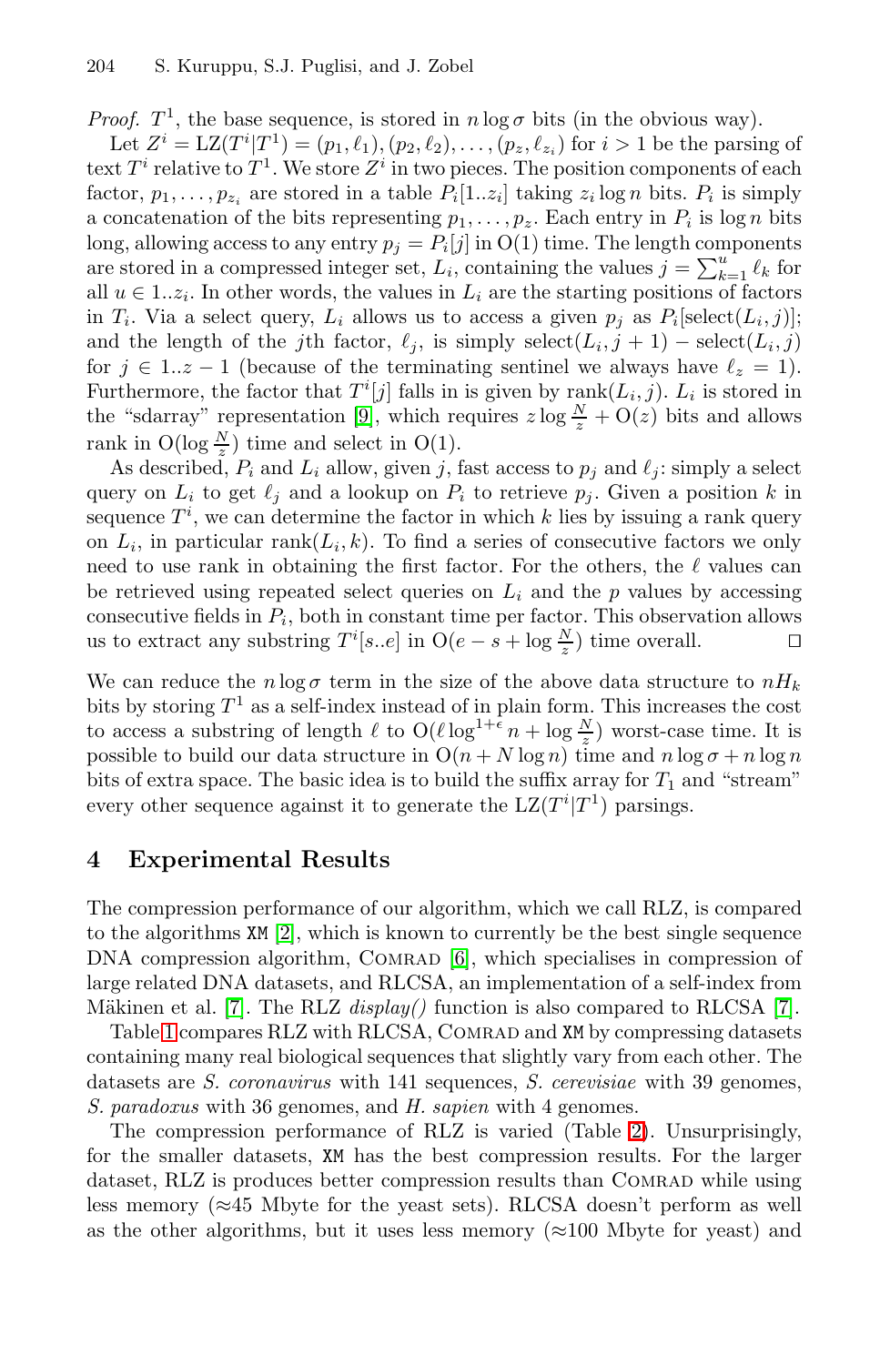*Proof.* $T^1$, the base sequence, is stored in $n \log \sigma$ bits (in the obvious way).

Let $Z^i = \text{LZ}(T^i|T^1) = (p_1, \ell_1), (p_2, \ell_2), \ldots, (p_z, \ell_{z_i})$ for $i > 1$ be the parsing of text $T^i$ relative to $T^1$. We store $Z^i$ in two pieces. The position components of each factor, $p_1, \ldots, p_{z_i}$ are stored in a table $P_i[1..z_i]$ taking $z_i \log n$ bits. $P_i$ is simply a concatenation of the bits representing $p_1, \ldots, p_z$. Each entry in $P_i$ is $\log n$ bits long, allowing access to any entry $p_j = P_i[j]$ in $\text{O}(1)$ time. The length components are stored in a compressed integer set, $L_i$, containing the values $j = \sum_{k=1}^{u} \ell_k$ for all $u \in 1..z_i$. In other words, the values in $L_i$ are the starting positions of factors in $T_i$. Via a select query, $L_i$ allows us to access a given $p_j$ as $P_i[\text{select}(L_i, j)]$; and the length of the $j$th factor, $\ell_j$, is simply $\text{select}(L_i, j+1) - \text{select}(L_i, j)$ for $j \in 1..z-1$ (because of the terminating sentinel we always have $\ell_z = 1$). Furthermore, the factor that $T^i[j]$ falls in is given by $\text{rank}(L_i, j)$. $L_i$ is stored in the "sdarray" representation [9], which requires $z \log \frac{N}{z} + \text{O}(z)$ bits and allows rank in $\text{O}(\log \frac{N}{z})$ time and select in $\text{O}(1)$.

As described, $P_i$ and $L_i$ allow, given $j$, fast access to $p_j$ and $\ell_j$: simply a select query on $L_i$ to get $\ell_j$ and a lookup on $P_i$ to retrieve $p_j$. Given a position $k$ in sequence $T^i$, we can determine the factor in which $k$ lies by issuing a rank query on $L_i$, in particular $\text{rank}(L_i, k)$. To find a series of consecutive factors we only need to use rank in obtaining the first factor. For the others, the $\ell$ values can be retrieved using repeated select queries on $L_i$ and the $p$ values by accessing consecutive fields in $P_i$, both in constant time per factor. This observation allows us to extract any substring $T^i[s..e]$ in $\text{O}(e - s + \log \frac{N}{z})$ time overall. □

We can reduce the $n \log \sigma$ term in the size of the above data structure to $nH_k$ bits by storing $T^1$ as a self-index instead of in plain form. This increases the cost to access a substring of length $\ell$ to $\text{O}(\ell \log^{1+\epsilon} n + \log \frac{N}{z})$ worst-case time. It is possible to build our data structure in $\text{O}(n + N \log n)$ time and $n \log \sigma + n \log n$ bits of extra space. The basic idea is to build the suffix array for $T_1$ and "stream" every other sequence against it to generate the $\text{LZ}(T^i|T^1)$ parsings.

## 4 Experimental Results

The compression performance of our algorithm, which we call RLZ, is compared to the algorithms `XM` [2], which is known to currently be the best single sequence DNA compression algorithm, Comrad [6], which specialises in compression of large related DNA datasets, and RLCSA, an implementation of a self-index from Mäkinen et al. [7]. The RLZ *display()* function is also compared to RLCSA [7].

Table 1 compares RLZ with RLCSA, Comrad and `XM` by compressing datasets containing many real biological sequences that slightly vary from each other. The datasets are *S. coronavirus* with 141 sequences, *S. cerevisiae* with 39 genomes, *S. paradoxus* with 36 genomes, and *H. sapien* with 4 genomes.

The compression performance of RLZ is varied (Table 2). Unsurprisingly, for the smaller datasets, `XM` has the best compression results. For the larger dataset, RLZ is produces better compression results than Comrad while using less memory (≈45 Mbyte for the yeast sets). RLCSA doesn't perform as well as the other algorithms, but it uses less memory (≈100 Mbyte for yeast) and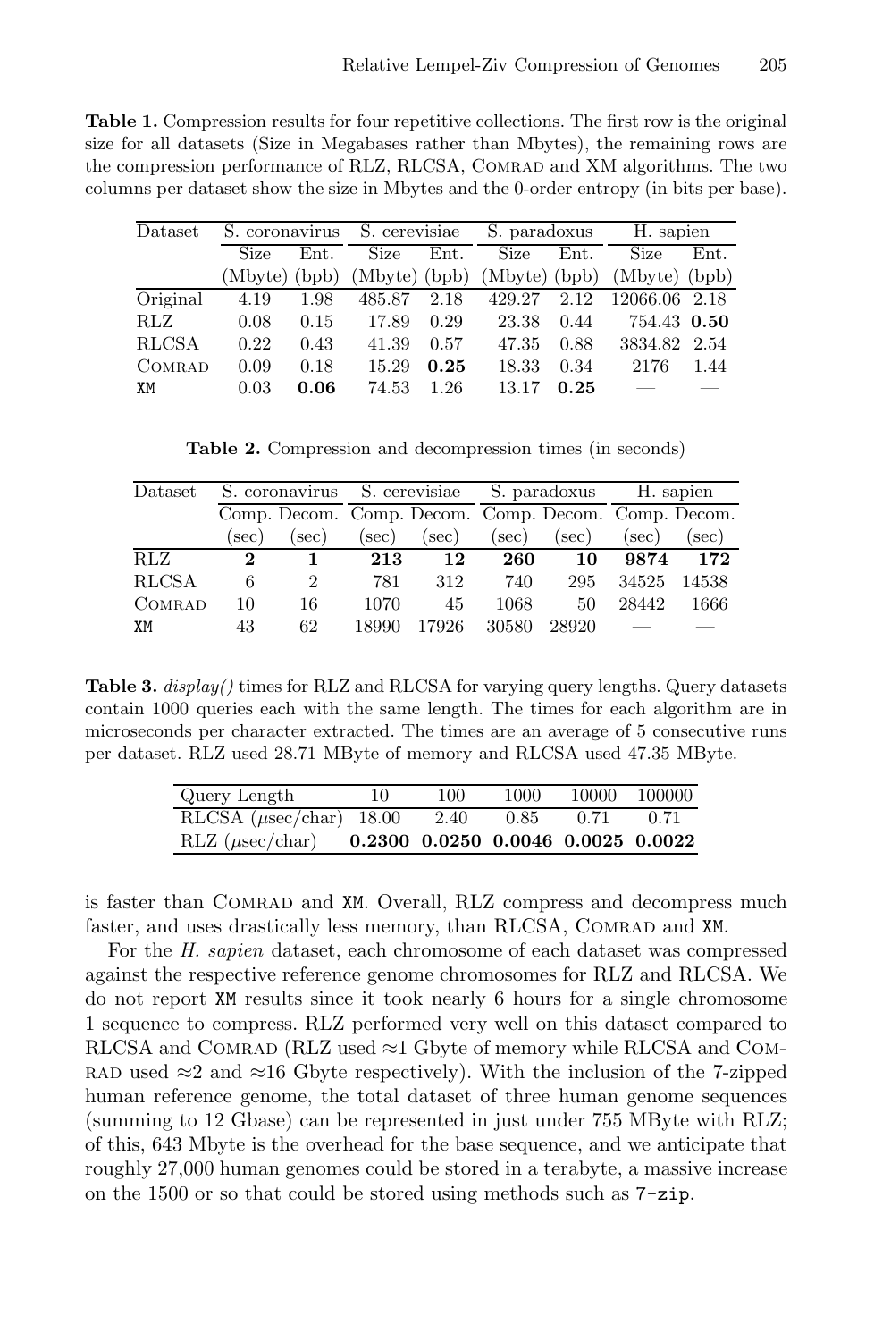**Table 1.** Compression results for four repetitive collections. The first row is the original size for all datasets (Size in Megabases rather than Mbytes), the remaining rows are the compression performance of RLZ, RLCSA, Comrad and XM algorithms. The two columns per dataset show the size in Mbytes and the 0-order entropy (in bits per base).

| Dataset | S. coronavirus | | S. cerevisiae | | S. paradoxus | | H. sapien | |
|---|---|---|---|---|---|---|---|---|
| | Size (Mbyte) | Ent. (bpb) | Size (Mbyte) | Ent. (bpb) | Size (Mbyte) | Ent. (bpb) | Size (Mbyte) | Ent. (bpb) |
| Original | 4.19 | 1.98 | 485.87 | 2.18 | 429.27 | 2.12 | 12066.06 | 2.18 |
| RLZ | 0.08 | 0.15 | 17.89 | 0.29 | 23.38 | 0.44 | 754.43 | **0.50** |
| RLCSA | 0.22 | 0.43 | 41.39 | 0.57 | 47.35 | 0.88 | 3834.82 | 2.54 |
| Comrad | 0.09 | 0.18 | 15.29 | **0.25** | 18.33 | 0.34 | 2176 | 1.44 |
| XM | 0.03 | **0.06** | 74.53 | 1.26 | 13.17 | **0.25** | — | — |

**Table 2.** Compression and decompression times (in seconds)

| Dataset | S. coronavirus | | S. cerevisiae | | S. paradoxus | | H. sapien | |
|---|---|---|---|---|---|---|---|---|
| | Comp. (sec) | Decom. (sec) | Comp. (sec) | Decom. (sec) | Comp. (sec) | Decom. (sec) | Comp. (sec) | Decom. (sec) |
| RLZ | **2** | **1** | **213** | **12** | **260** | **10** | **9874** | **172** |
| RLCSA | 6 | 2 | 781 | 312 | 740 | 295 | 34525 | 14538 |
| Comrad | 10 | 16 | 1070 | 45 | 1068 | 50 | 28442 | 1666 |
| XM | 43 | 62 | 18990 | 17926 | 30580 | 28920 | — | — |

**Table 3.** *display()* times for RLZ and RLCSA for varying query lengths. Query datasets contain 1000 queries each with the same length. The times for each algorithm are in microseconds per character extracted. The times are an average of 5 consecutive runs per dataset. RLZ used 28.71 MByte of memory and RLCSA used 47.35 MByte.

| Query Length | 10 | 100 | 1000 | 10000 | 100000 |
|---|---|---|---|---|---|
| RLCSA ($\mu$sec/char) | 18.00 | 2.40 | 0.85 | 0.71 | 0.71 |
| RLZ ($\mu$sec/char) | **0.2300** | **0.0250** | **0.0046** | **0.0025** | **0.0022** |

is faster than Comrad and XM. Overall, RLZ compress and decompress much faster, and uses drastically less memory, than RLCSA, Comrad and XM.

For the *H. sapien* dataset, each chromosome of each dataset was compressed against the respective reference genome chromosomes for RLZ and RLCSA. We do not report XM results since it took nearly 6 hours for a single chromosome 1 sequence to compress. RLZ performed very well on this dataset compared to RLCSA and Comrad (RLZ used ≈1 Gbyte of memory while RLCSA and Comrad used ≈2 and ≈16 Gbyte respectively). With the inclusion of the 7-zipped human reference genome, the total dataset of three human genome sequences (summing to 12 Gbase) can be represented in just under 755 MByte with RLZ; of this, 643 Mbyte is the overhead for the base sequence, and we anticipate that roughly 27,000 human genomes could be stored in a terabyte, a massive increase on the 1500 or so that could be stored using methods such as `7-zip`.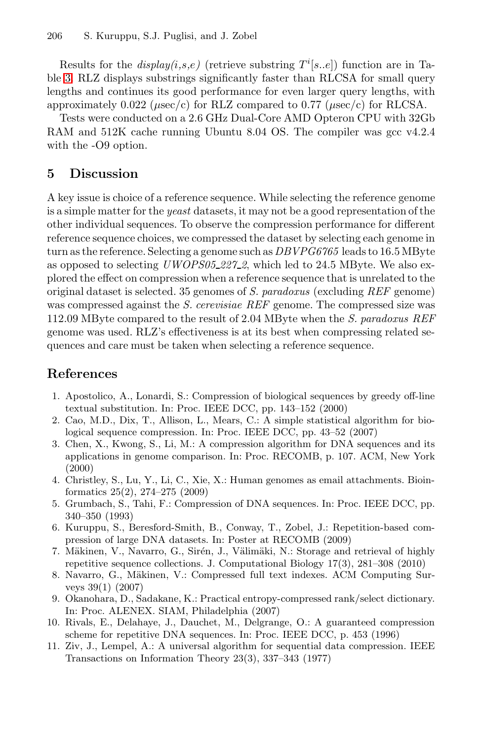Results for the *display(i,s,e)* (retrieve substring $T^i[s..e]$) function are in Table 3. RLZ displays substrings significantly faster than RLCSA for small query lengths and continues its good performance for even larger query lengths, with approximately 0.022 ($\mu$sec/c) for RLZ compared to 0.77 ($\mu$sec/c) for RLCSA.

Tests were conducted on a 2.6 GHz Dual-Core AMD Opteron CPU with 32Gb RAM and 512K cache running Ubuntu 8.04 OS. The compiler was gcc v4.2.4 with the -O9 option.

## 5 Discussion

A key issue is choice of a reference sequence. While selecting the reference genome is a simple matter for the *yeast* datasets, it may not be a good representation of the other individual sequences. To observe the compression performance for different reference sequence choices, we compressed the dataset by selecting each genome in turn as the reference. Selecting a genome such as *DBVPG6765* leads to 16.5 MByte as opposed to selecting *UWOPS05_227_2*, which led to 24.5 MByte. We also explored the effect on compression when a reference sequence that is unrelated to the original dataset is selected. 35 genomes of *S. paradoxus* (excluding *REF* genome) was compressed against the *S. cerevisiae REF* genome. The compressed size was 112.09 MByte compared to the result of 2.04 MByte when the *S. paradoxus REF* genome was used. RLZ's effectiveness is at its best when compressing related sequences and care must be taken when selecting a reference sequence.

## References

1. Apostolico, A., Lonardi, S.: Compression of biological sequences by greedy off-line textual substitution. In: Proc. IEEE DCC, pp. 143–152 (2000)
2. Cao, M.D., Dix, T., Allison, L., Mears, C.: A simple statistical algorithm for biological sequence compression. In: Proc. IEEE DCC, pp. 43–52 (2007)
3. Chen, X., Kwong, S., Li, M.: A compression algorithm for DNA sequences and its applications in genome comparison. In: Proc. RECOMB, p. 107. ACM, New York (2000)
4. Christley, S., Lu, Y., Li, C., Xie, X.: Human genomes as email attachments. Bioinformatics 25(2), 274–275 (2009)
5. Grumbach, S., Tahi, F.: Compression of DNA sequences. In: Proc. IEEE DCC, pp. 340–350 (1993)
6. Kuruppu, S., Beresford-Smith, B., Conway, T., Zobel, J.: Repetition-based compression of large DNA datasets. In: Poster at RECOMB (2009)
7. Mäkinen, V., Navarro, G., Sirén, J., Välimäki, N.: Storage and retrieval of highly repetitive sequence collections. J. Computational Biology 17(3), 281–308 (2010)
8. Navarro, G., Mäkinen, V.: Compressed full text indexes. ACM Computing Surveys 39(1) (2007)
9. Okanohara, D., Sadakane, K.: Practical entropy-compressed rank/select dictionary. In: Proc. ALENEX. SIAM, Philadelphia (2007)
10. Rivals, E., Delahaye, J., Dauchet, M., Delgrange, O.: A guaranteed compression scheme for repetitive DNA sequences. In: Proc. IEEE DCC, p. 453 (1996)
11. Ziv, J., Lempel, A.: A universal algorithm for sequential data compression. IEEE Transactions on Information Theory 23(3), 337–343 (1977)